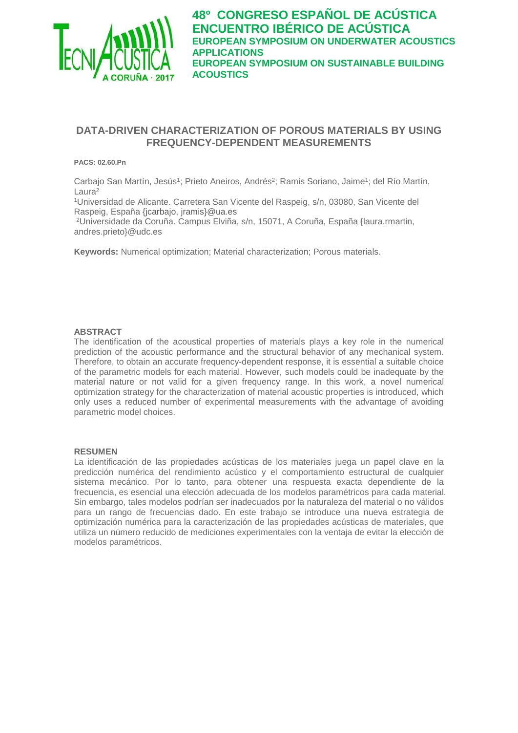# 48º CONGRESO ESPAÑOL DE ACÚSTICA
# ENCUENTRO IBÉRICO DE ACÚSTICA
## EUROPEAN SYMPOSIUM ON UNDERWATER ACOUSTICS APPLICATIONS
## EUROPEAN SYMPOSIUM ON SUSTAINABLE BUILDING ACOUSTICS

# DATA-DRIVEN CHARACTERIZATION OF POROUS MATERIALS BY USING FREQUENCY-DEPENDENT MEASUREMENTS

**PACS: 02.60.Pn**

Carbajo San Martín, Jesús[1]; Prieto Aneiros, Andrés[2]; Ramis Soriano, Jaime[1]; del Río Martín, Laura[2]

[1]Universidad de Alicante. Carretera San Vicente del Raspeig, s/n, 03080, San Vicente del Raspeig, España {jcarbajo, jramis}@ua.es

[2]Universidade da Coruña. Campus Elviña, s/n, 15071, A Coruña, España {laura.rmartin, andres.prieto}@udc.es

**Keywords:** Numerical optimization; Material characterization; Porous materials.

### ABSTRACT

The identification of the acoustical properties of materials plays a key role in the numerical prediction of the acoustic performance and the structural behavior of any mechanical system. Therefore, to obtain an accurate frequency-dependent response, it is essential a suitable choice of the parametric models for each material. However, such models could be inadequate by the material nature or not valid for a given frequency range. In this work, a novel numerical optimization strategy for the characterization of material acoustic properties is introduced, which only uses a reduced number of experimental measurements with the advantage of avoiding parametric model choices.

### RESUMEN

La identificación de las propiedades acústicas de los materiales juega un papel clave en la predicción numérica del rendimiento acústico y el comportamiento estructural de cualquier sistema mecánico. Por lo tanto, para obtener una respuesta exacta dependiente de la frecuencia, es esencial una elección adecuada de los modelos paramétricos para cada material. Sin embargo, tales modelos podrían ser inadecuados por la naturaleza del material o no válidos para un rango de frecuencias dado. En este trabajo se introduce una nueva estrategia de optimización numérica para la caracterización de las propiedades acústicas de materiales, que utiliza un número reducido de mediciones experimentales con la ventaja de evitar la elección de modelos paramétricos.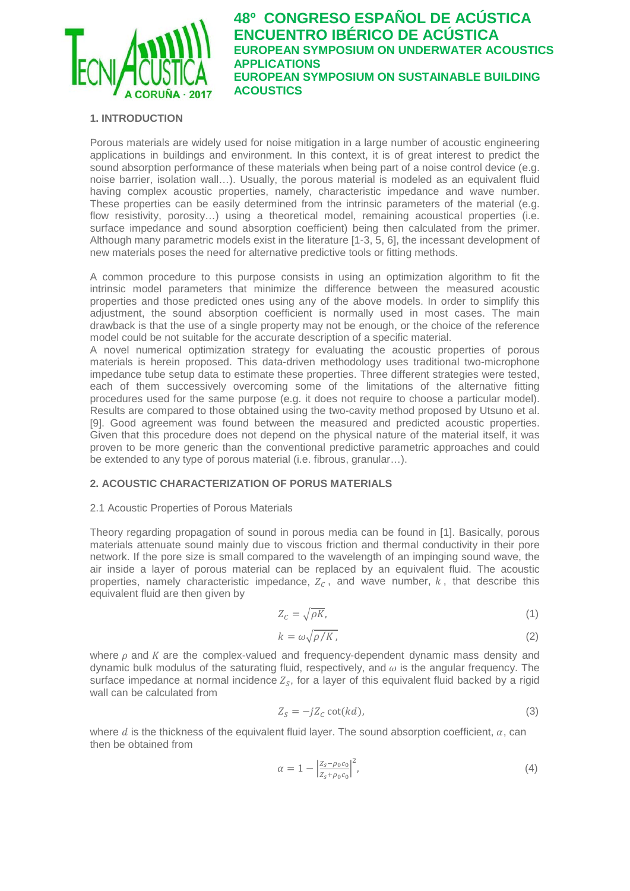## 1. INTRODUCTION

Porous materials are widely used for noise mitigation in a large number of acoustic engineering applications in buildings and environment. In this context, it is of great interest to predict the sound absorption performance of these materials when being part of a noise control device (e.g. noise barrier, isolation wall…). Usually, the porous material is modeled as an equivalent fluid having complex acoustic properties, namely, characteristic impedance and wave number. These properties can be easily determined from the intrinsic parameters of the material (e.g. flow resistivity, porosity…) using a theoretical model, remaining acoustical properties (i.e. surface impedance and sound absorption coefficient) being then calculated from the primer. Although many parametric models exist in the literature [1-3, 5, 6], the incessant development of new materials poses the need for alternative predictive tools or fitting methods.

A common procedure to this purpose consists in using an optimization algorithm to fit the intrinsic model parameters that minimize the difference between the measured acoustic properties and those predicted ones using any of the above models. In order to simplify this adjustment, the sound absorption coefficient is normally used in most cases. The main drawback is that the use of a single property may not be enough, or the choice of the reference model could be not suitable for the accurate description of a specific material.

A novel numerical optimization strategy for evaluating the acoustic properties of porous materials is herein proposed. This data-driven methodology uses traditional two-microphone impedance tube setup data to estimate these properties. Three different strategies were tested, each of them successively overcoming some of the limitations of the alternative fitting procedures used for the same purpose (e.g. it does not require to choose a particular model). Results are compared to those obtained using the two-cavity method proposed by Utsuno et al. [9]. Good agreement was found between the measured and predicted acoustic properties. Given that this procedure does not depend on the physical nature of the material itself, it was proven to be more generic than the conventional predictive parametric approaches and could be extended to any type of porous material (i.e. fibrous, granular…).

## 2. ACOUSTIC CHARACTERIZATION OF PORUS MATERIALS

### 2.1 Acoustic Properties of Porous Materials

Theory regarding propagation of sound in porous media can be found in [1]. Basically, porous materials attenuate sound mainly due to viscous friction and thermal conductivity in their pore network. If the pore size is small compared to the wavelength of an impinging sound wave, the air inside a layer of porous material can be replaced by an equivalent fluid. The acoustic properties, namely characteristic impedance, $Z_C$, and wave number, $k$, that describe this equivalent fluid are then given by

$$Z_C = \sqrt{\rho K}, \tag{1}$$

$$k = \omega\sqrt{\rho / K}, \tag{2}$$

where $\rho$ and $K$ are the complex-valued and frequency-dependent dynamic mass density and dynamic bulk modulus of the saturating fluid, respectively, and $\omega$ is the angular frequency. The surface impedance at normal incidence $Z_S$, for a layer of this equivalent fluid backed by a rigid wall can be calculated from

$$Z_S = -jZ_C \cot(kd), \tag{3}$$

where $d$ is the thickness of the equivalent fluid layer. The sound absorption coefficient, $\alpha$, can then be obtained from

$$\alpha = 1 - \left|\frac{Z_S - \rho_0 c_0}{Z_S + \rho_0 c_0}\right|^2, \tag{4}$$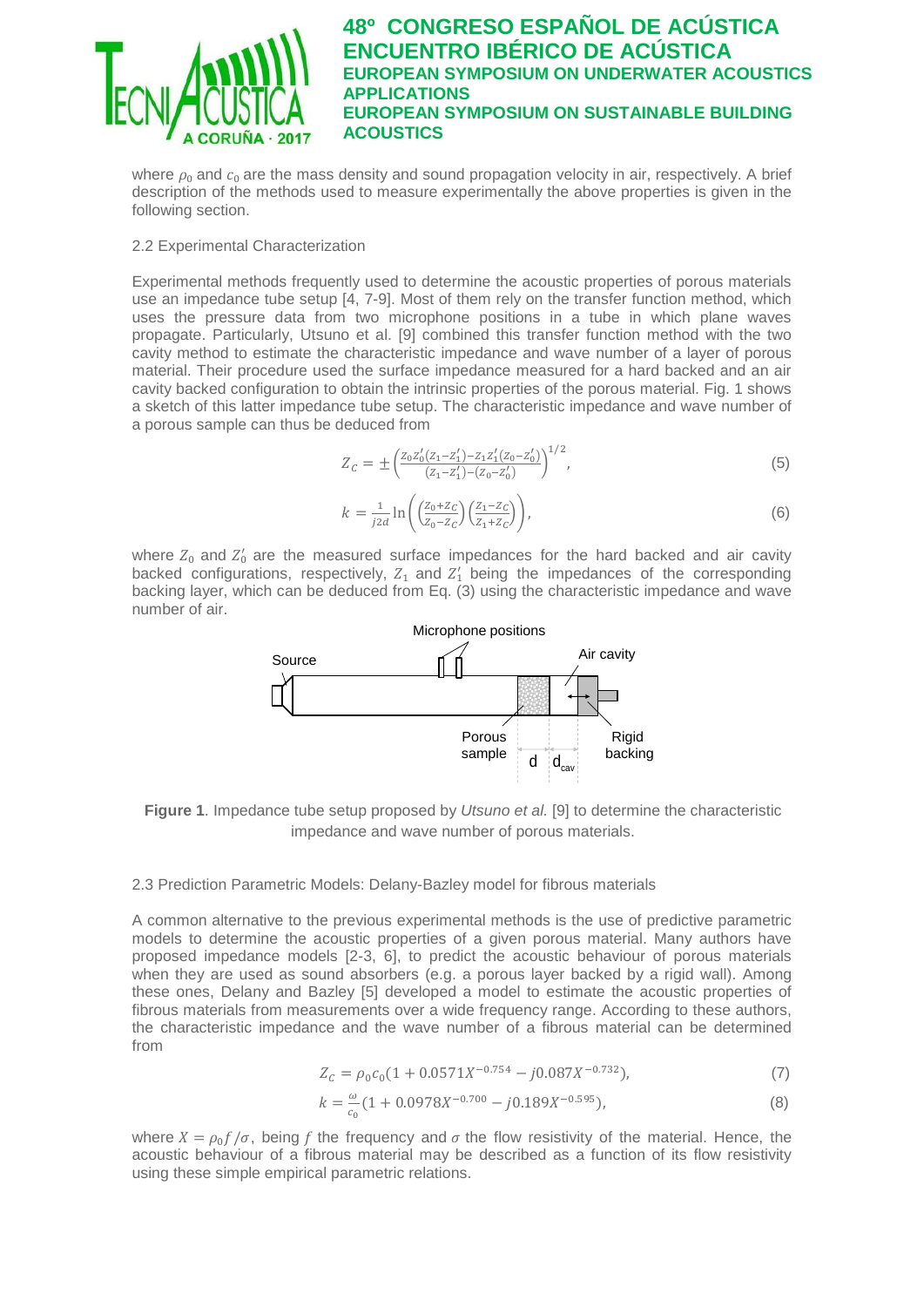where $\rho_0$ and $c_0$ are the mass density and sound propagation velocity in air, respectively. A brief description of the methods used to measure experimentally the above properties is given in the following section.

## 2.2 Experimental Characterization

Experimental methods frequently used to determine the acoustic properties of porous materials use an impedance tube setup [4, 7-9]. Most of them rely on the transfer function method, which uses the pressure data from two microphone positions in a tube in which plane waves propagate. Particularly, Utsuno et al. [9] combined this transfer function method with the two cavity method to estimate the characteristic impedance and wave number of a layer of porous material. Their procedure used the surface impedance measured for a hard backed and an air cavity backed configuration to obtain the intrinsic properties of the porous material. Fig. 1 shows a sketch of this latter impedance tube setup. The characteristic impedance and wave number of a porous sample can thus be deduced from

$$Z_C = \pm\left(\frac{Z_0 Z_0'(Z_1 - Z_1') - Z_1 Z_1'(Z_0 - Z_0')}{(Z_1 - Z_1') - (Z_0 - Z_0')}\right)^{1/2}, \tag{5}$$

$$k = \frac{1}{j2d}\ln\left(\left(\frac{Z_0 + Z_C}{Z_0 - Z_C}\right)\left(\frac{Z_1 - Z_C}{Z_1 + Z_C}\right)\right), \tag{6}$$

where $Z_0$ and $Z_0'$ are the measured surface impedances for the hard backed and air cavity backed configurations, respectively, $Z_1$ and $Z_1'$ being the impedances of the corresponding backing layer, which can be deduced from Eq. (3) using the characteristic impedance and wave number of air.

**Figure 1**. Impedance tube setup proposed by *Utsuno et al.* [9] to determine the characteristic impedance and wave number of porous materials.

## 2.3 Prediction Parametric Models: Delany-Bazley model for fibrous materials

A common alternative to the previous experimental methods is the use of predictive parametric models to determine the acoustic properties of a given porous material. Many authors have proposed impedance models [2-3, 6], to predict the acoustic behaviour of porous materials when they are used as sound absorbers (e.g. a porous layer backed by a rigid wall). Among these ones, Delany and Bazley [5] developed a model to estimate the acoustic properties of fibrous materials from measurements over a wide frequency range. According to these authors, the characteristic impedance and the wave number of a fibrous material can be determined from

$$Z_C = \rho_0 c_0 (1 + 0.0571 X^{-0.754} - j0.087 X^{-0.732}), \tag{7}$$

$$k = \frac{\omega}{c_0}(1 + 0.0978 X^{-0.700} - j0.189 X^{-0.595}), \tag{8}$$

where $X = \rho_0 f/\sigma$, being $f$ the frequency and $\sigma$ the flow resistivity of the material. Hence, the acoustic behaviour of a fibrous material may be described as a function of its flow resistivity using these simple empirical parametric relations.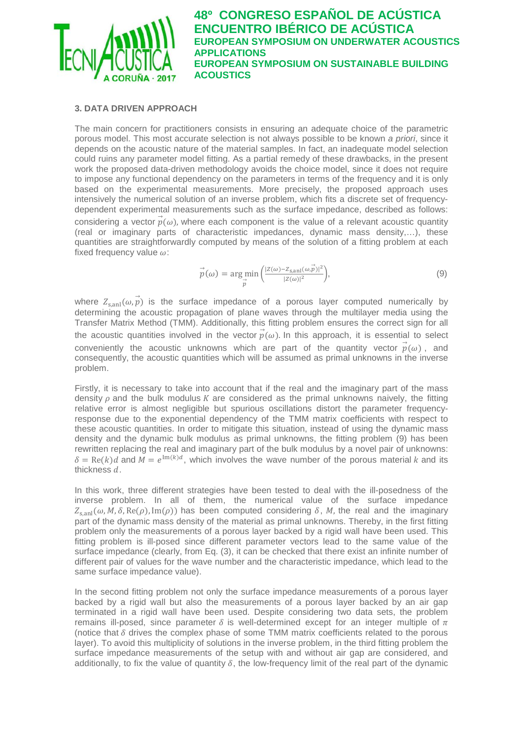### 3. DATA DRIVEN APPROACH

The main concern for practitioners consists in ensuring an adequate choice of the parametric porous model. This most accurate selection is not always possible to be known *a priori*, since it depends on the acoustic nature of the material samples. In fact, an inadequate model selection could ruins any parameter model fitting. As a partial remedy of these drawbacks, in the present work the proposed data-driven methodology avoids the choice model, since it does not require to impose any functional dependency on the parameters in terms of the frequency and it is only based on the experimental measurements. More precisely, the proposed approach uses intensively the numerical solution of an inverse problem, which fits a discrete set of frequency-dependent experimental measurements such as the surface impedance, described as follows: considering a vector $\vec{p}(\omega)$, where each component is the value of a relevant acoustic quantity (real or imaginary parts of characteristic impedances, dynamic mass density,…), these quantities are straightforwardly computed by means of the solution of a fitting problem at each fixed frequency value $\omega$:

$$\vec{p}(\omega) = \arg\min_{\vec{p}} \left( \frac{|Z(\omega) - Z_{\mathrm{s,anl}}(\omega, \vec{p})|^2}{|Z(\omega)|^2} \right), \tag{9}$$

where $Z_{\mathrm{s,anl}}(\omega, \vec{p})$ is the surface impedance of a porous layer computed numerically by determining the acoustic propagation of plane waves through the multilayer media using the Transfer Matrix Method (TMM). Additionally, this fitting problem ensures the correct sign for all the acoustic quantities involved in the vector $\vec{p}(\omega)$. In this approach, it is essential to select conveniently the acoustic unknowns which are part of the quantity vector $\vec{p}(\omega)$, and consequently, the acoustic quantities which will be assumed as primal unknowns in the inverse problem.

Firstly, it is necessary to take into account that if the real and the imaginary part of the mass density $\rho$ and the bulk modulus $K$ are considered as the primal unknowns naively, the fitting relative error is almost negligible but spurious oscillations distort the parameter frequency-response due to the exponential dependency of the TMM matrix coefficients with respect to these acoustic quantities. In order to mitigate this situation, instead of using the dynamic mass density and the dynamic bulk modulus as primal unknowns, the fitting problem (9) has been rewritten replacing the real and imaginary part of the bulk modulus by a novel pair of unknowns: $\delta = \mathrm{Re}(k)d$ and $M = e^{\mathrm{Im}(k)d}$, which involves the wave number of the porous material $k$ and its thickness $d$.

In this work, three different strategies have been tested to deal with the ill-posedness of the inverse problem. In all of them, the numerical value of the surface impedance $Z_{\mathrm{s,anl}}(\omega, M, \delta, \mathrm{Re}(\rho), \mathrm{Im}(\rho))$ has been computed considering $\delta$, $M$, the real and the imaginary part of the dynamic mass density of the material as primal unknowns. Thereby, in the first fitting problem only the measurements of a porous layer backed by a rigid wall have been used. This fitting problem is ill-posed since different parameter vectors lead to the same value of the surface impedance (clearly, from Eq. (3), it can be checked that there exist an infinite number of different pair of values for the wave number and the characteristic impedance, which lead to the same surface impedance value).

In the second fitting problem not only the surface impedance measurements of a porous layer backed by a rigid wall but also the measurements of a porous layer backed by an air gap terminated in a rigid wall have been used. Despite considering two data sets, the problem remains ill-posed, since parameter $\delta$ is well-determined except for an integer multiple of $\pi$ (notice that $\delta$ drives the complex phase of some TMM matrix coefficients related to the porous layer). To avoid this multiplicity of solutions in the inverse problem, in the third fitting problem the surface impedance measurements of the setup with and without air gap are considered, and additionally, to fix the value of quantity $\delta$, the low-frequency limit of the real part of the dynamic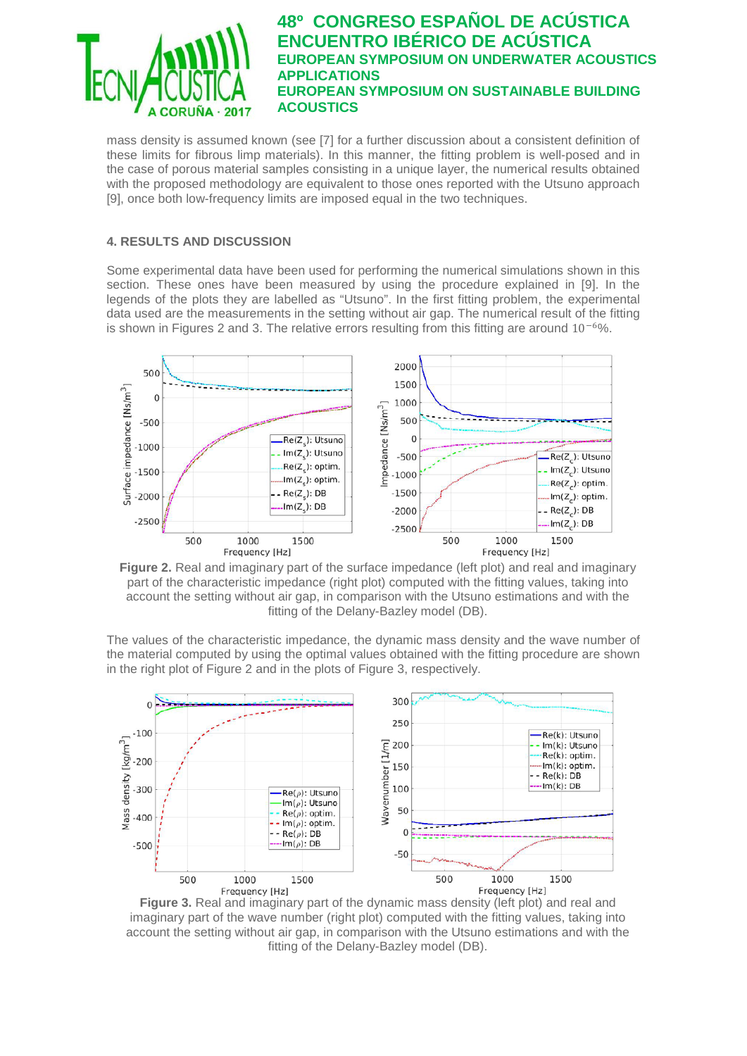mass density is assumed known (see [7] for a further discussion about a consistent definition of these limits for fibrous limp materials). In this manner, the fitting problem is well-posed and in the case of porous material samples consisting in a unique layer, the numerical results obtained with the proposed methodology are equivalent to those ones reported with the Utsuno approach [9], once both low-frequency limits are imposed equal in the two techniques.

### 4. RESULTS AND DISCUSSION

Some experimental data have been used for performing the numerical simulations shown in this section. These ones have been measured by using the procedure explained in [9]. In the legends of the plots they are labelled as “Utsuno”. In the first fitting problem, the experimental data used are the measurements in the setting without air gap. The numerical result of the fitting is shown in Figures 2 and 3. The relative errors resulting from this fitting are around $10^{-6}$%.

**Figure 2.** Real and imaginary part of the surface impedance (left plot) and real and imaginary part of the characteristic impedance (right plot) computed with the fitting values, taking into account the setting without air gap, in comparison with the Utsuno estimations and with the fitting of the Delany-Bazley model (DB).

The values of the characteristic impedance, the dynamic mass density and the wave number of the material computed by using the optimal values obtained with the fitting procedure are shown in the right plot of Figure 2 and in the plots of Figure 3, respectively.

**Figure 3.** Real and imaginary part of the dynamic mass density (left plot) and real and imaginary part of the wave number (right plot) computed with the fitting values, taking into account the setting without air gap, in comparison with the Utsuno estimations and with the fitting of the Delany-Bazley model (DB).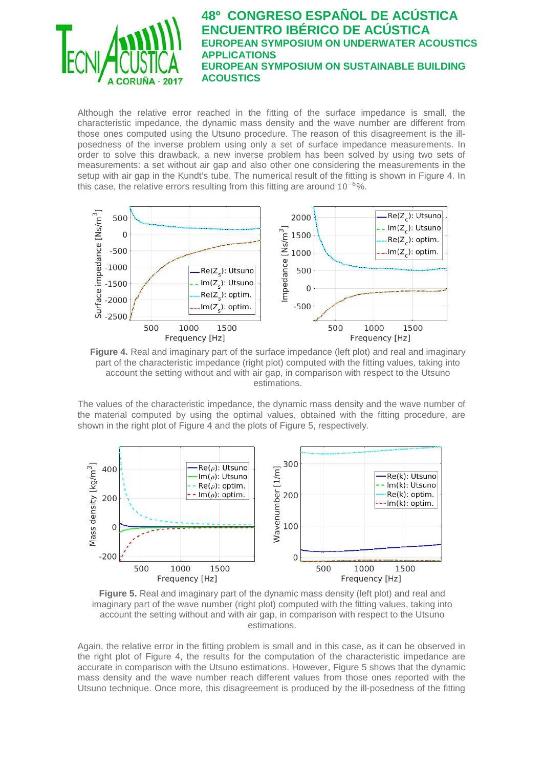Although the relative error reached in the fitting of the surface impedance is small, the characteristic impedance, the dynamic mass density and the wave number are different from those ones computed using the Utsuno procedure. The reason of this disagreement is the ill-posedness of the inverse problem using only a set of surface impedance measurements. In order to solve this drawback, a new inverse problem has been solved by using two sets of measurements: a set without air gap and also other one considering the measurements in the setup with air gap in the Kundt's tube. The numerical result of the fitting is shown in Figure 4. In this case, the relative errors resulting from this fitting are around $10^{-6}$%.

**Figure 4.** Real and imaginary part of the surface impedance (left plot) and real and imaginary part of the characteristic impedance (right plot) computed with the fitting values, taking into account the setting without and with air gap, in comparison with respect to the Utsuno estimations.

The values of the characteristic impedance, the dynamic mass density and the wave number of the material computed by using the optimal values, obtained with the fitting procedure, are shown in the right plot of Figure 4 and the plots of Figure 5, respectively.

**Figure 5.** Real and imaginary part of the dynamic mass density (left plot) and real and imaginary part of the wave number (right plot) computed with the fitting values, taking into account the setting without and with air gap, in comparison with respect to the Utsuno estimations.

Again, the relative error in the fitting problem is small and in this case, as it can be observed in the right plot of Figure 4, the results for the computation of the characteristic impedance are accurate in comparison with the Utsuno estimations. However, Figure 5 shows that the dynamic mass density and the wave number reach different values from those ones reported with the Utsuno technique. Once more, this disagreement is produced by the ill-posedness of the fitting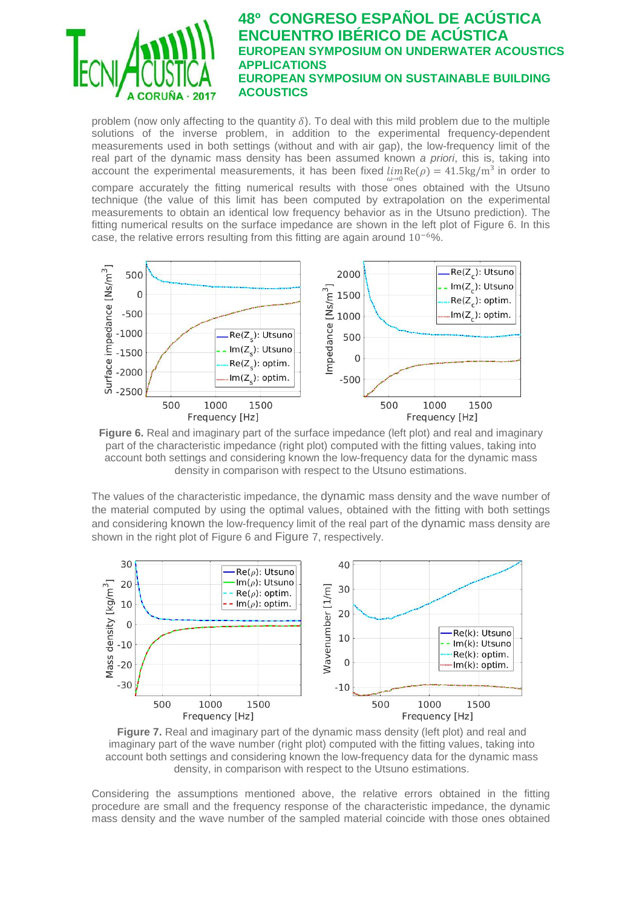problem (now only affecting to the quantity $\delta$). To deal with this mild problem due to the multiple solutions of the inverse problem, in addition to the experimental frequency-dependent measurements used in both settings (without and with air gap), the low-frequency limit of the real part of the dynamic mass density has been assumed known *a priori*, this is, taking into account the experimental measurements, it has been fixed $\lim_{\omega\to 0}\mathrm{Re}(\rho) = 41.5\mathrm{kg/m^3}$ in order to compare accurately the fitting numerical results with those ones obtained with the Utsuno technique (the value of this limit has been computed by extrapolation on the experimental measurements to obtain an identical low frequency behavior as in the Utsuno prediction). The fitting numerical results on the surface impedance are shown in the left plot of Figure 6. In this case, the relative errors resulting from this fitting are again around $10^{-6}$%.

**Figure 6.** Real and imaginary part of the surface impedance (left plot) and real and imaginary part of the characteristic impedance (right plot) computed with the fitting values, taking into account both settings and considering known the low-frequency data for the dynamic mass density in comparison with respect to the Utsuno estimations.

The values of the characteristic impedance, the dynamic mass density and the wave number of the material computed by using the optimal values, obtained with the fitting with both settings and considering known the low-frequency limit of the real part of the dynamic mass density are shown in the right plot of Figure 6 and Figure 7, respectively.

**Figure 7.** Real and imaginary part of the dynamic mass density (left plot) and real and imaginary part of the wave number (right plot) computed with the fitting values, taking into account both settings and considering known the low-frequency data for the dynamic mass density, in comparison with respect to the Utsuno estimations.

Considering the assumptions mentioned above, the relative errors obtained in the fitting procedure are small and the frequency response of the characteristic impedance, the dynamic mass density and the wave number of the sampled material coincide with those ones obtained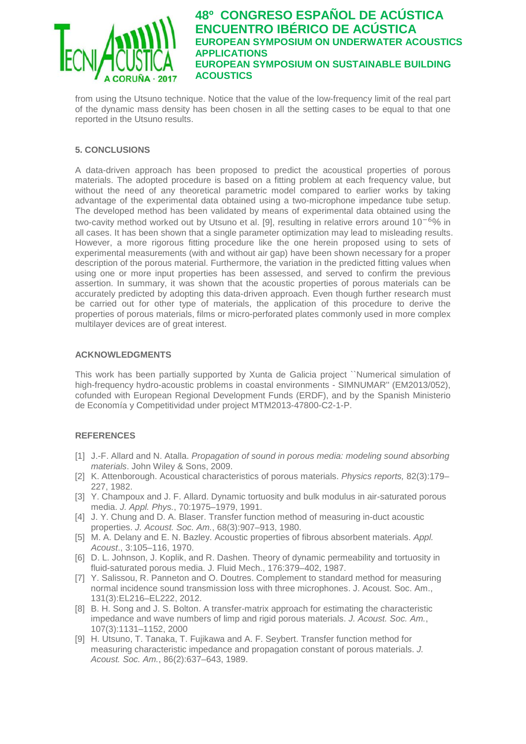from using the Utsuno technique. Notice that the value of the low-frequency limit of the real part of the dynamic mass density has been chosen in all the setting cases to be equal to that one reported in the Utsuno results.

## 5. CONCLUSIONS

A data-driven approach has been proposed to predict the acoustical properties of porous materials. The adopted procedure is based on a fitting problem at each frequency value, but without the need of any theoretical parametric model compared to earlier works by taking advantage of the experimental data obtained using a two-microphone impedance tube setup. The developed method has been validated by means of experimental data obtained using the two-cavity method worked out by Utsuno et al. [9], resulting in relative errors around $10^{-6}$% in all cases. It has been shown that a single parameter optimization may lead to misleading results. However, a more rigorous fitting procedure like the one herein proposed using to sets of experimental measurements (with and without air gap) have been shown necessary for a proper description of the porous material. Furthermore, the variation in the predicted fitting values when using one or more input properties has been assessed, and served to confirm the previous assertion. In summary, it was shown that the acoustic properties of porous materials can be accurately predicted by adopting this data-driven approach. Even though further research must be carried out for other type of materials, the application of this procedure to derive the properties of porous materials, films or micro-perforated plates commonly used in more complex multilayer devices are of great interest.

## ACKNOWLEDGMENTS

This work has been partially supported by Xunta de Galicia project ``Numerical simulation of high-frequency hydro-acoustic problems in coastal environments - SIMNUMAR'' (EM2013/052), cofunded with European Regional Development Funds (ERDF), and by the Spanish Ministerio de Economía y Competitividad under project MTM2013-47800-C2-1-P.

## REFERENCES

[1] J.-F. Allard and N. Atalla. *Propagation of sound in porous media: modeling sound absorbing materials*. John Wiley & Sons, 2009.

[2] K. Attenborough. Acoustical characteristics of porous materials. *Physics reports,* 82(3):179–227, 1982.

[3] Y. Champoux and J. F. Allard. Dynamic tortuosity and bulk modulus in air-saturated porous media. *J. Appl. Phys.*, 70:1975–1979, 1991.

[4] J. Y. Chung and D. A. Blaser. Transfer function method of measuring in-duct acoustic properties. *J. Acoust. Soc. Am.*, 68(3):907–913, 1980.

[5] M. A. Delany and E. N. Bazley. Acoustic properties of fibrous absorbent materials. *Appl. Acoust*., 3:105–116, 1970.

[6] D. L. Johnson, J. Koplik, and R. Dashen. Theory of dynamic permeability and tortuosity in fluid-saturated porous media. J. Fluid Mech., 176:379–402, 1987.

[7] Y. Salissou, R. Panneton and O. Doutres. Complement to standard method for measuring normal incidence sound transmission loss with three microphones. J. Acoust. Soc. Am., 131(3):EL216–EL222, 2012.

[8] B. H. Song and J. S. Bolton. A transfer-matrix approach for estimating the characteristic impedance and wave numbers of limp and rigid porous materials. *J. Acoust. Soc. Am.*, 107(3):1131–1152, 2000

[9] H. Utsuno, T. Tanaka, T. Fujikawa and A. F. Seybert. Transfer function method for measuring characteristic impedance and propagation constant of porous materials. *J. Acoust. Soc. Am.*, 86(2):637–643, 1989.